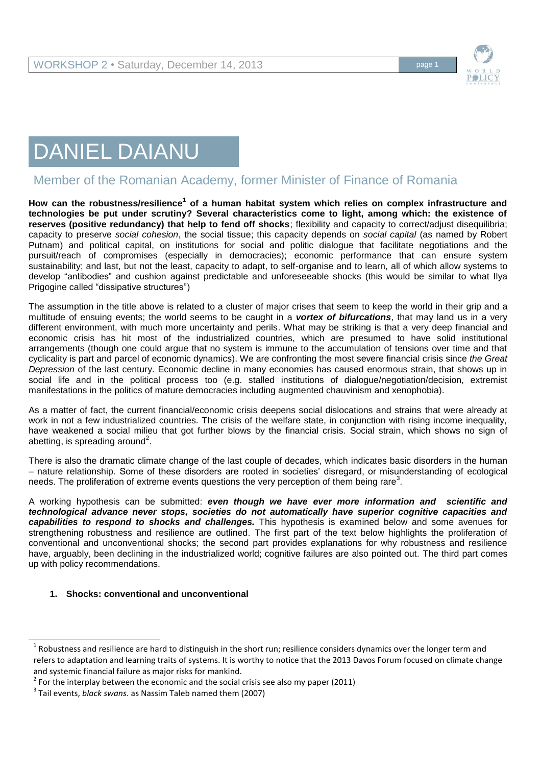# DANIEL DAIANU

## Member of the Romanian Academy, former Minister of Finance of Romania

**How can the robustness/resilience[1] of a human habitat system which relies on complex infrastructure and technologies be put under scrutiny? Several characteristics come to light, among which: the existence of reserves (positive redundancy) that help to fend off shocks**; flexibility and capacity to correct/adjust disequilibria; capacity to preserve *social cohesion*, the social tissue; this capacity depends on *social capital* (as named by Robert Putnam) and political capital, on institutions for social and politic dialogue that facilitate negotiations and the pursuit/reach of compromises (especially in democracies); economic performance that can ensure system sustainability; and last, but not the least, capacity to adapt, to self-organise and to learn, all of which allow systems to develop "antibodies" and cushion against predictable and unforeseeable shocks (this would be similar to what Ilya Prigogine called "dissipative structures")

The assumption in the title above is related to a cluster of major crises that seem to keep the world in their grip and a multitude of ensuing events; the world seems to be caught in a ***vortex of bifurcations***, that may land us in a very different environment, with much more uncertainty and perils. What may be striking is that a very deep financial and economic crisis has hit most of the industrialized countries, which are presumed to have solid institutional arrangements (though one could argue that no system is immune to the accumulation of tensions over time and that cyclicality is part and parcel of economic dynamics). We are confronting the most severe financial crisis since *the Great Depression* of the last century. Economic decline in many economies has caused enormous strain, that shows up in social life and in the political process too (e.g. stalled institutions of dialogue/negotiation/decision, extremist manifestations in the politics of mature democracies including augmented chauvinism and xenophobia).

As a matter of fact, the current financial/economic crisis deepens social dislocations and strains that were already at work in not a few industrialized countries. The crisis of the welfare state, in conjunction with rising income inequality, have weakened a social milieu that got further blows by the financial crisis. Social strain, which shows no sign of abetting, is spreading around[2].

There is also the dramatic climate change of the last couple of decades, which indicates basic disorders in the human – nature relationship. Some of these disorders are rooted in societies' disregard, or misunderstanding of ecological needs. The proliferation of extreme events questions the very perception of them being rare[3].

A working hypothesis can be submitted: ***even though we have ever more information and scientific and technological advance never stops, societies do not automatically have superior cognitive capacities and capabilities to respond to shocks and challenges.*** This hypothesis is examined below and some avenues for strengthening robustness and resilience are outlined. The first part of the text below highlights the proliferation of conventional and unconventional shocks; the second part provides explanations for why robustness and resilience have, arguably, been declining in the industrialized world; cognitive failures are also pointed out. The third part comes up with policy recommendations.

1. **Shocks: conventional and unconventional**

---

[1] Robustness and resilience are hard to distinguish in the short run; resilience considers dynamics over the longer term and refers to adaptation and learning traits of systems. It is worthy to notice that the 2013 Davos Forum focused on climate change and systemic financial failure as major risks for mankind.

[2] For the interplay between the economic and the social crisis see also my paper (2011)

[3] Tail events, *black swans*. as Nassim Taleb named them (2007)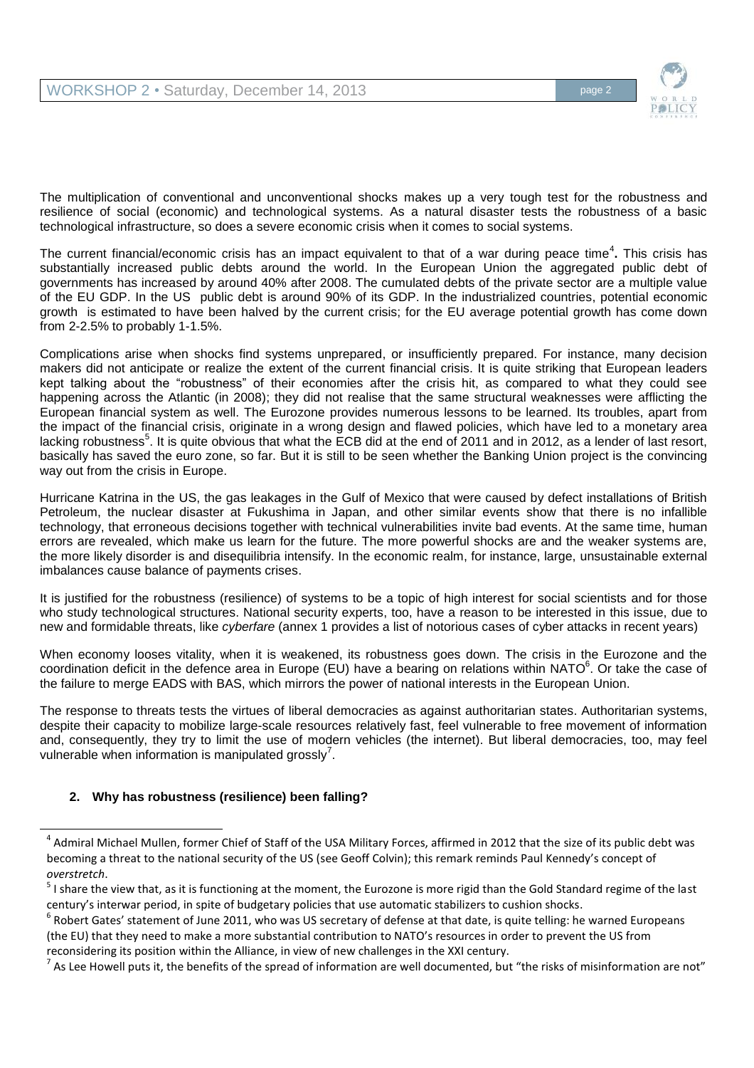The multiplication of conventional and unconventional shocks makes up a very tough test for the robustness and resilience of social (economic) and technological systems. As a natural disaster tests the robustness of a basic technological infrastructure, so does a severe economic crisis when it comes to social systems.

The current financial/economic crisis has an impact equivalent to that of a war during peace time[4]**.** This crisis has substantially increased public debts around the world. In the European Union the aggregated public debt of governments has increased by around 40% after 2008. The cumulated debts of the private sector are a multiple value of the EU GDP. In the US public debt is around 90% of its GDP. In the industrialized countries, potential economic growth is estimated to have been halved by the current crisis; for the EU average potential growth has come down from 2-2.5% to probably 1-1.5%.

Complications arise when shocks find systems unprepared, or insufficiently prepared. For instance, many decision makers did not anticipate or realize the extent of the current financial crisis. It is quite striking that European leaders kept talking about the "robustness" of their economies after the crisis hit, as compared to what they could see happening across the Atlantic (in 2008); they did not realise that the same structural weaknesses were afflicting the European financial system as well. The Eurozone provides numerous lessons to be learned. Its troubles, apart from the impact of the financial crisis, originate in a wrong design and flawed policies, which have led to a monetary area lacking robustness[5]. It is quite obvious that what the ECB did at the end of 2011 and in 2012, as a lender of last resort, basically has saved the euro zone, so far. But it is still to be seen whether the Banking Union project is the convincing way out from the crisis in Europe.

Hurricane Katrina in the US, the gas leakages in the Gulf of Mexico that were caused by defect installations of British Petroleum, the nuclear disaster at Fukushima in Japan, and other similar events show that there is no infallible technology, that erroneous decisions together with technical vulnerabilities invite bad events. At the same time, human errors are revealed, which make us learn for the future. The more powerful shocks are and the weaker systems are, the more likely disorder is and disequilibria intensify. In the economic realm, for instance, large, unsustainable external imbalances cause balance of payments crises.

It is justified for the robustness (resilience) of systems to be a topic of high interest for social scientists and for those who study technological structures. National security experts, too, have a reason to be interested in this issue, due to new and formidable threats, like *cyberfare* (annex 1 provides a list of notorious cases of cyber attacks in recent years)

When economy looses vitality, when it is weakened, its robustness goes down. The crisis in the Eurozone and the coordination deficit in the defence area in Europe (EU) have a bearing on relations within NATO[6]. Or take the case of the failure to merge EADS with BAS, which mirrors the power of national interests in the European Union.

The response to threats tests the virtues of liberal democracies as against authoritarian states. Authoritarian systems, despite their capacity to mobilize large-scale resources relatively fast, feel vulnerable to free movement of information and, consequently, they try to limit the use of modern vehicles (the internet). But liberal democracies, too, may feel vulnerable when information is manipulated grossly[7].

## 2. Why has robustness (resilience) been falling?

---

[4] Admiral Michael Mullen, former Chief of Staff of the USA Military Forces, affirmed in 2012 that the size of its public debt was becoming a threat to the national security of the US (see Geoff Colvin); this remark reminds Paul Kennedy's concept of *overstretch*.

[5] I share the view that, as it is functioning at the moment, the Eurozone is more rigid than the Gold Standard regime of the last century's interwar period, in spite of budgetary policies that use automatic stabilizers to cushion shocks.

[6] Robert Gates' statement of June 2011, who was US secretary of defense at that date, is quite telling: he warned Europeans (the EU) that they need to make a more substantial contribution to NATO's resources in order to prevent the US from reconsidering its position within the Alliance, in view of new challenges in the XXI century.

[7] As Lee Howell puts it, the benefits of the spread of information are well documented, but "the risks of misinformation are not"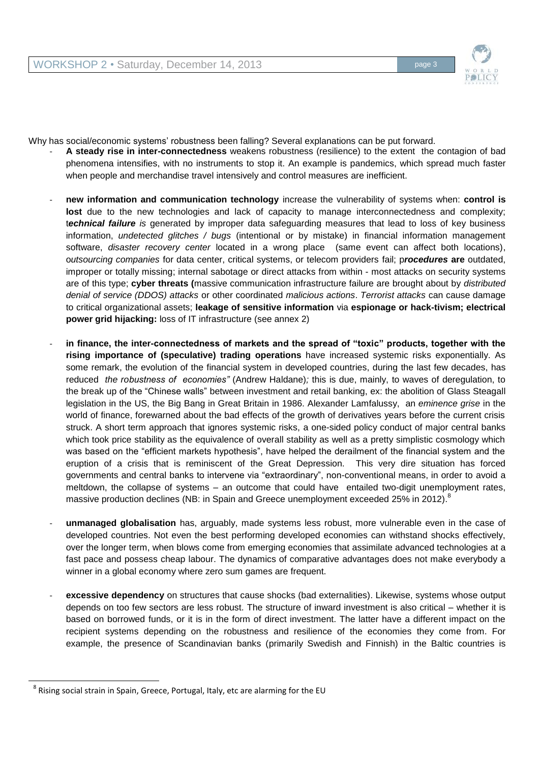Why has social/economic systems' robustness been falling? Several explanations can be put forward.

- **A steady rise in inter-connectedness** weakens robustness (resilience) to the extent the contagion of bad phenomena intensifies, with no instruments to stop it. An example is pandemics, which spread much faster when people and merchandise travel intensively and control measures are inefficient.

- **new information and communication technology** increase the vulnerability of systems when: **control is lost** due to the new technologies and lack of capacity to manage interconnectedness and complexity; t***echnical failure*** *is* generated by improper data safeguarding measures that lead to loss of key business information, *undetected glitches / bugs* (intentional or by mistake) in financial information management software, *disaster recovery center* located in a wrong place (same event can affect both locations), o*utsourcing companies* for data center, critical systems, or telecom providers fail; p***rocedures*** **are** outdated, improper or totally missing; internal sabotage or direct attacks from within - most attacks on security systems are of this type; **cyber threats (**massive communication infrastructure failure are brought about by *distributed denial of service (DDOS) attacks* or other coordinated *malicious actions*. *Terrorist attacks* can cause damage to critical organizational assets; **leakage of sensitive information** via **espionage or hack-tivism; electrical power grid hijacking:** loss of IT infrastructure (see annex 2)

- **in finance, the inter-connectedness of markets and the spread of "toxic" products, together with the rising importance of (speculative) trading operations** have increased systemic risks exponentially. As some remark, the evolution of the financial system in developed countries, during the last few decades, has reduced *the robustness of economies"* (Andrew Haldane)*;* this is due, mainly, to waves of deregulation, to the break up of the "Chinese walls" between investment and retail banking, ex: the abolition of Glass Steagall legislation in the US, the Big Bang in Great Britain in 1986. Alexander Lamfalussy, an *eminence grise* in the world of finance, forewarned about the bad effects of the growth of derivatives years before the current crisis struck. A short term approach that ignores systemic risks, a one-sided policy conduct of major central banks which took price stability as the equivalence of overall stability as well as a pretty simplistic cosmology which was based on the "efficient markets hypothesis", have helped the derailment of the financial system and the eruption of a crisis that is reminiscent of the Great Depression. This very dire situation has forced governments and central banks to intervene via "extraordinary", non-conventional means, in order to avoid a meltdown, the collapse of systems – an outcome that could have entailed two-digit unemployment rates, massive production declines (NB: in Spain and Greece unemployment exceeded 25% in 2012).[8]

- **unmanaged globalisation** has, arguably, made systems less robust, more vulnerable even in the case of developed countries. Not even the best performing developed economies can withstand shocks effectively, over the longer term, when blows come from emerging economies that assimilate advanced technologies at a fast pace and possess cheap labour. The dynamics of comparative advantages does not make everybody a winner in a global economy where zero sum games are frequent.

- **excessive dependency** on structures that cause shocks (bad externalities). Likewise, systems whose output depends on too few sectors are less robust. The structure of inward investment is also critical – whether it is based on borrowed funds, or it is in the form of direct investment. The latter have a different impact on the recipient systems depending on the robustness and resilience of the economies they come from. For example, the presence of Scandinavian banks (primarily Swedish and Finnish) in the Baltic countries is

[8] Rising social strain in Spain, Greece, Portugal, Italy, etc are alarming for the EU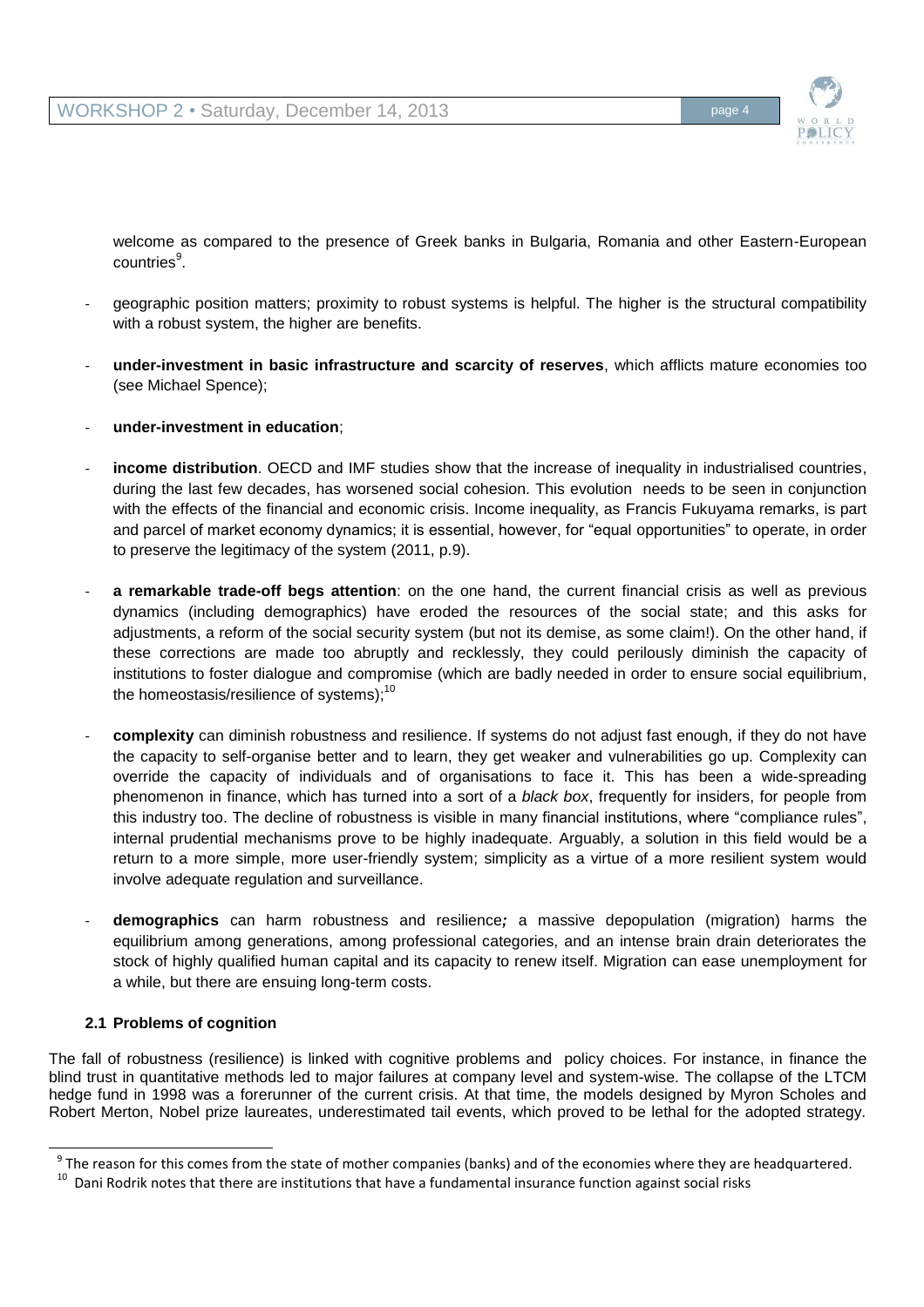welcome as compared to the presence of Greek banks in Bulgaria, Romania and other Eastern-European countries[9].

- geographic position matters; proximity to robust systems is helpful. The higher is the structural compatibility with a robust system, the higher are benefits.
- **under-investment in basic infrastructure and scarcity of reserves**, which afflicts mature economies too (see Michael Spence);
- **under-investment in education**;
- **income distribution**. OECD and IMF studies show that the increase of inequality in industrialised countries, during the last few decades, has worsened social cohesion. This evolution needs to be seen in conjunction with the effects of the financial and economic crisis. Income inequality, as Francis Fukuyama remarks, is part and parcel of market economy dynamics; it is essential, however, for "equal opportunities" to operate, in order to preserve the legitimacy of the system (2011, p.9).
- **a remarkable trade-off begs attention**: on the one hand, the current financial crisis as well as previous dynamics (including demographics) have eroded the resources of the social state; and this asks for adjustments, a reform of the social security system (but not its demise, as some claim!). On the other hand, if these corrections are made too abruptly and recklessly, they could perilously diminish the capacity of institutions to foster dialogue and compromise (which are badly needed in order to ensure social equilibrium, the homeostasis/resilience of systems);[10]
- **complexity** can diminish robustness and resilience. If systems do not adjust fast enough, if they do not have the capacity to self-organise better and to learn, they get weaker and vulnerabilities go up. Complexity can override the capacity of individuals and of organisations to face it. This has been a wide-spreading phenomenon in finance, which has turned into a sort of a *black box*, frequently for insiders, for people from this industry too. The decline of robustness is visible in many financial institutions, where "compliance rules", internal prudential mechanisms prove to be highly inadequate. Arguably, a solution in this field would be a return to a more simple, more user-friendly system; simplicity as a virtue of a more resilient system would involve adequate regulation and surveillance.
- **demographics** can harm robustness and resilience***;*** a massive depopulation (migration) harms the equilibrium among generations, among professional categories, and an intense brain drain deteriorates the stock of highly qualified human capital and its capacity to renew itself. Migration can ease unemployment for a while, but there are ensuing long-term costs.

### 2.1 Problems of cognition

The fall of robustness (resilience) is linked with cognitive problems and policy choices. For instance, in finance the blind trust in quantitative methods led to major failures at company level and system-wise. The collapse of the LTCM hedge fund in 1998 was a forerunner of the current crisis. At that time, the models designed by Myron Scholes and Robert Merton, Nobel prize laureates, underestimated tail events, which proved to be lethal for the adopted strategy.

---

[9] The reason for this comes from the state of mother companies (banks) and of the economies where they are headquartered.

[10] Dani Rodrik notes that there are institutions that have a fundamental insurance function against social risks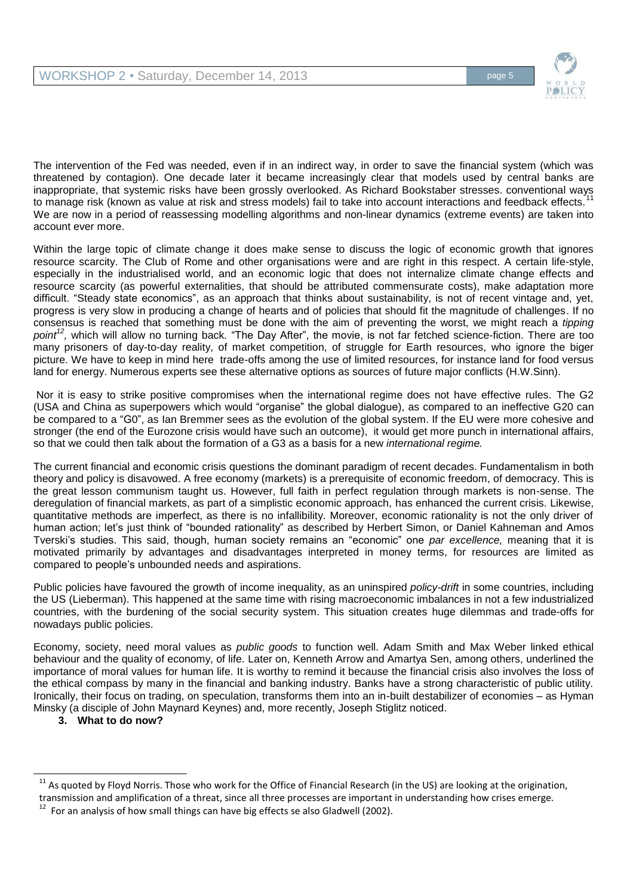The intervention of the Fed was needed, even if in an indirect way, in order to save the financial system (which was threatened by contagion). One decade later it became increasingly clear that models used by central banks are inappropriate, that systemic risks have been grossly overlooked. As Richard Bookstaber stresses. conventional ways to manage risk (known as value at risk and stress models) fail to take into account interactions and feedback effects.[11] We are now in a period of reassessing modelling algorithms and non-linear dynamics (extreme events) are taken into account ever more.

Within the large topic of climate change it does make sense to discuss the logic of economic growth that ignores resource scarcity. The Club of Rome and other organisations were and are right in this respect. A certain life-style, especially in the industrialised world, and an economic logic that does not internalize climate change effects and resource scarcity (as powerful externalities, that should be attributed commensurate costs), make adaptation more difficult. "Steady state economics", as an approach that thinks about sustainability, is not of recent vintage and, yet, progress is very slow in producing a change of hearts and of policies that should fit the magnitude of challenges. If no consensus is reached that something must be done with the aim of preventing the worst, we might reach a *tipping point*[12], which will allow no turning back. "The Day After", the movie, is not far fetched science-fiction. There are too many prisoners of day-to-day reality, of market competition, of struggle for Earth resources, who ignore the biger picture. We have to keep in mind here trade-offs among the use of limited resources, for instance land for food versus land for energy. Numerous experts see these alternative options as sources of future major conflicts (H.W.Sinn).

Nor it is easy to strike positive compromises when the international regime does not have effective rules. The G2 (USA and China as superpowers which would "organise" the global dialogue), as compared to an ineffective G20 can be compared to a "G0", as Ian Bremmer sees as the evolution of the global system. If the EU were more cohesive and stronger (the end of the Eurozone crisis would have such an outcome), it would get more punch in international affairs, so that we could then talk about the formation of a G3 as a basis for a new *international regime.*

The current financial and economic crisis questions the dominant paradigm of recent decades. Fundamentalism in both theory and policy is disavowed. A free economy (markets) is a prerequisite of economic freedom, of democracy. This is the great lesson communism taught us. However, full faith in perfect regulation through markets is non-sense. The deregulation of financial markets, as part of a simplistic economic approach, has enhanced the current crisis. Likewise, quantitative methods are imperfect, as there is no infallibility. Moreover, economic rationality is not the only driver of human action; let's just think of "bounded rationality" as described by Herbert Simon, or Daniel Kahneman and Amos Tverski's studies. This said, though, human society remains an "economic" one *par excellence,* meaning that it is motivated primarily by advantages and disadvantages interpreted in money terms, for resources are limited as compared to people's unbounded needs and aspirations.

Public policies have favoured the growth of income inequality, as an uninspired *policy-drift* in some countries, including the US (Lieberman). This happened at the same time with rising macroeconomic imbalances in not a few industrialized countries, with the burdening of the social security system. This situation creates huge dilemmas and trade-offs for nowadays public policies.

Economy, society, need moral values as *public goods* to function well. Adam Smith and Max Weber linked ethical behaviour and the quality of economy, of life. Later on, Kenneth Arrow and Amartya Sen, among others, underlined the importance of moral values for human life. It is worthy to remind it because the financial crisis also involves the loss of the ethical compass by many in the financial and banking industry. Banks have a strong characteristic of public utility. Ironically, their focus on trading, on speculation, transforms them into an in-built destabilizer of economies – as Hyman Minsky (a disciple of John Maynard Keynes) and, more recently, Joseph Stiglitz noticed.

### 3. What to do now?

---

[11] As quoted by Floyd Norris. Those who work for the Office of Financial Research (in the US) are looking at the origination, transmission and amplification of a threat, since all three processes are important in understanding how crises emerge.

[12] For an analysis of how small things can have big effects se also Gladwell (2002).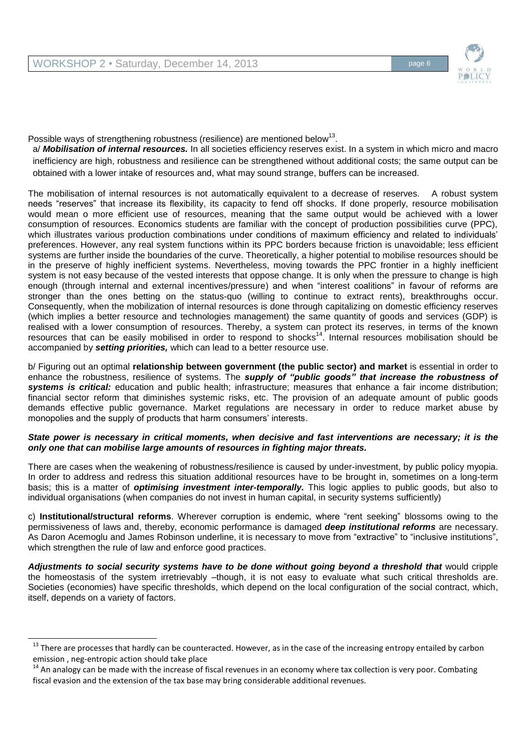Possible ways of strengthening robustness (resilience) are mentioned below[13].

a/ ***Mobilisation of internal resources.*** In all societies efficiency reserves exist. In a system in which micro and macro inefficiency are high, robustness and resilience can be strengthened without additional costs; the same output can be obtained with a lower intake of resources and, what may sound strange, buffers can be increased.

The mobilisation of internal resources is not automatically equivalent to a decrease of reserves. A robust system needs "reserves" that increase its flexibility, its capacity to fend off shocks. If done properly, resource mobilisation would mean o more efficient use of resources, meaning that the same output would be achieved with a lower consumption of resources. Economics students are familiar with the concept of production possibilities curve (PPC), which illustrates various production combinations under conditions of maximum efficiency and related to individuals' preferences. However, any real system functions within its PPC borders because friction is unavoidable; less efficient systems are further inside the boundaries of the curve. Theoretically, a higher potential to mobilise resources should be in the preserve of highly inefficient systems. Nevertheless, moving towards the PPC frontier in a highly inefficient system is not easy because of the vested interests that oppose change. It is only when the pressure to change is high enough (through internal and external incentives/pressure) and when "interest coalitions" in favour of reforms are stronger than the ones betting on the status-quo (willing to continue to extract rents), breakthroughs occur. Consequently, when the mobilization of internal resources is done through capitalizing on domestic efficiency reserves (which implies a better resource and technologies management) the same quantity of goods and services (GDP) is realised with a lower consumption of resources. Thereby, a system can protect its reserves, in terms of the known resources that can be easily mobilised in order to respond to shocks[14]. Internal resources mobilisation should be accompanied by ***setting priorities,*** which can lead to a better resource use.

b/ Figuring out an optimal **relationship between government (the public sector) and market** is essential in order to enhance the robustness, resilience of systems. The ***supply of "public goods" that increase the robustness of systems is critical:*** education and public health; infrastructure; measures that enhance a fair income distribution; financial sector reform that diminishes systemic risks, etc. The provision of an adequate amount of public goods demands effective public governance. Market regulations are necessary in order to reduce market abuse by monopolies and the supply of products that harm consumers' interests.

***State power is necessary in critical moments, when decisive and fast interventions are necessary; it is the only one that can mobilise large amounts of resources in fighting major threats.***

There are cases when the weakening of robustness/resilience is caused by under-investment, by public policy myopia. In order to address and redress this situation additional resources have to be brought in, sometimes on a long-term basis; this is a matter of ***optimising investment inter-temporally.*** This logic applies to public goods, but also to individual organisations (when companies do not invest in human capital, in security systems sufficiently)

c) **Institutional/structural reforms**. Wherever corruption is endemic, where "rent seeking" blossoms owing to the permissiveness of laws and, thereby, economic performance is damaged ***deep institutional reforms*** are necessary. As Daron Acemoglu and James Robinson underline, it is necessary to move from "extractive" to "inclusive institutions", which strengthen the rule of law and enforce good practices.

***Adjustments to social security systems have to be done without going beyond a threshold that*** would cripple the homeostasis of the system irretrievably –though, it is not easy to evaluate what such critical thresholds are. Societies (economies) have specific thresholds, which depend on the local configuration of the social contract, which, itself, depends on a variety of factors.

---

[13] There are processes that hardly can be counteracted. However, as in the case of the increasing entropy entailed by carbon emission , neg-entropic action should take place

[14] An analogy can be made with the increase of fiscal revenues in an economy where tax collection is very poor. Combating fiscal evasion and the extension of the tax base may bring considerable additional revenues.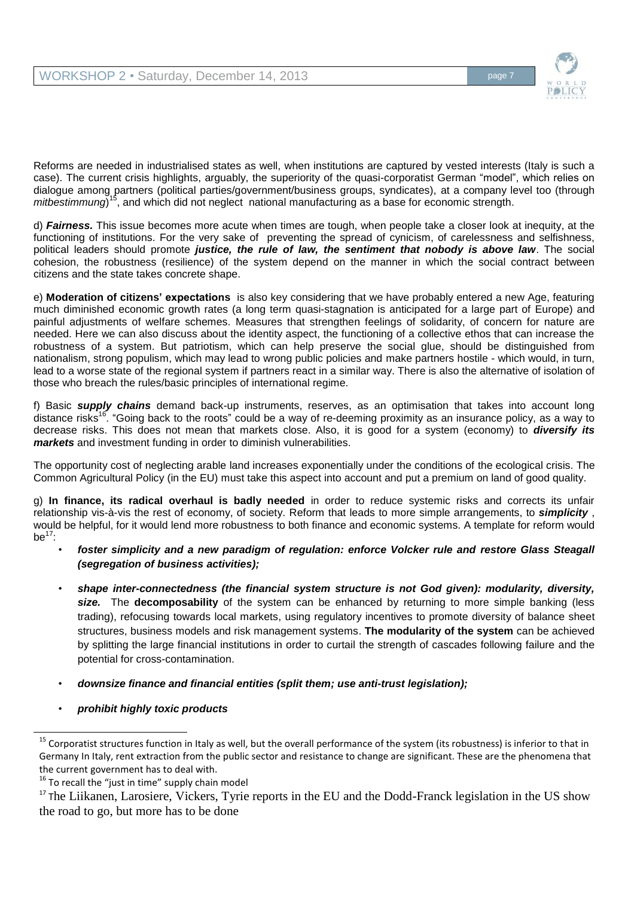Reforms are needed in industrialised states as well, when institutions are captured by vested interests (Italy is such a case). The current crisis highlights, arguably, the superiority of the quasi-corporatist German "model", which relies on dialogue among partners (political parties/government/business groups, syndicates), at a company level too (through *mitbestimmung*)[15], and which did not neglect national manufacturing as a base for economic strength.

d) ***Fairness.*** This issue becomes more acute when times are tough, when people take a closer look at inequity, at the functioning of institutions. For the very sake of preventing the spread of cynicism, of carelessness and selfishness, political leaders should promote ***justice, the rule of law, the sentiment that nobody is above law***. The social cohesion, the robustness (resilience) of the system depend on the manner in which the social contract between citizens and the state takes concrete shape.

e) **Moderation of citizens' expectations** is also key considering that we have probably entered a new Age, featuring much diminished economic growth rates (a long term quasi-stagnation is anticipated for a large part of Europe) and painful adjustments of welfare schemes. Measures that strengthen feelings of solidarity, of concern for nature are needed. Here we can also discuss about the identity aspect, the functioning of a collective ethos that can increase the robustness of a system. But patriotism, which can help preserve the social glue, should be distinguished from nationalism, strong populism, which may lead to wrong public policies and make partners hostile - which would, in turn, lead to a worse state of the regional system if partners react in a similar way. There is also the alternative of isolation of those who breach the rules/basic principles of international regime.

f) Basic ***supply chains*** demand back-up instruments, reserves, as an optimisation that takes into account long distance risks[16]. "Going back to the roots" could be a way of re-deeming proximity as an insurance policy, as a way to decrease risks. This does not mean that markets close. Also, it is good for a system (economy) to ***diversify its markets*** and investment funding in order to diminish vulnerabilities.

The opportunity cost of neglecting arable land increases exponentially under the conditions of the ecological crisis. The Common Agricultural Policy (in the EU) must take this aspect into account and put a premium on land of good quality.

g) **In finance, its radical overhaul is badly needed** in order to reduce systemic risks and corrects its unfair relationship vis-à-vis the rest of economy, of society. Reform that leads to more simple arrangements, to ***simplicity*** , would be helpful, for it would lend more robustness to both finance and economic systems. A template for reform would be[17]:

- ***foster simplicity and a new paradigm of regulation: enforce Volcker rule and restore Glass Steagall (segregation of business activities);***
- ***shape inter-connectedness (the financial system structure is not God given): modularity, diversity, size.*** The **decomposability** of the system can be enhanced by returning to more simple banking (less trading), refocusing towards local markets, using regulatory incentives to promote diversity of balance sheet structures, business models and risk management systems. **The modularity of the system** can be achieved by splitting the large financial institutions in order to curtail the strength of cascades following failure and the potential for cross-contamination.
- ***downsize finance and financial entities (split them; use anti-trust legislation);***
- ***prohibit highly toxic products***

---

[15] Corporatist structures function in Italy as well, but the overall performance of the system (its robustness) is inferior to that in Germany In Italy, rent extraction from the public sector and resistance to change are significant. These are the phenomena that the current government has to deal with.

[16] To recall the "just in time" supply chain model

[17] The Liikanen, Larosiere, Vickers, Tyrie reports in the EU and the Dodd-Franck legislation in the US show the road to go, but more has to be done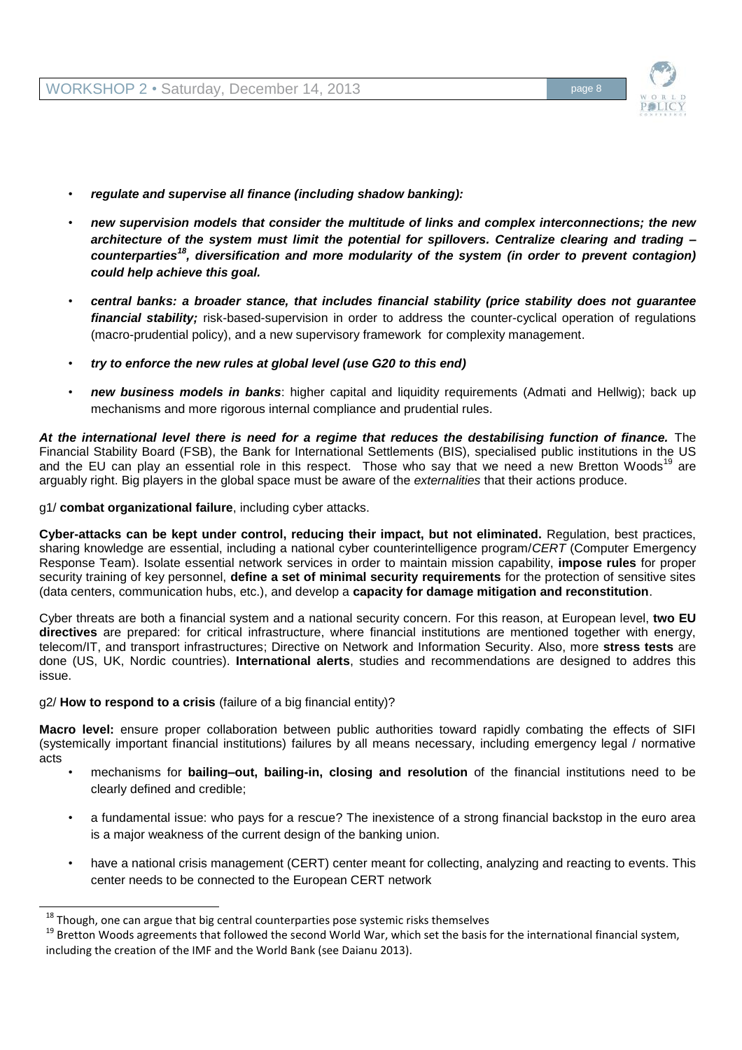- ***regulate and supervise all finance (including shadow banking):***
- ***new supervision models that consider the multitude of links and complex interconnections; the new architecture of the system must limit the potential for spillovers. Centralize clearing and trading – counterparties[18], diversification and more modularity of the system (in order to prevent contagion) could help achieve this goal.***
- ***central banks: a broader stance, that includes financial stability (price stability does not guarantee financial stability;*** risk-based-supervision in order to address the counter-cyclical operation of regulations (macro-prudential policy), and a new supervisory framework for complexity management.
- ***try to enforce the new rules at global level (use G20 to this end)***
- ***new business models in banks***: higher capital and liquidity requirements (Admati and Hellwig); back up mechanisms and more rigorous internal compliance and prudential rules.

***At the international level there is need for a regime that reduces the destabilising function of finance.*** The Financial Stability Board (FSB), the Bank for International Settlements (BIS), specialised public institutions in the US and the EU can play an essential role in this respect. Those who say that we need a new Bretton Woods[19] are arguably right. Big players in the global space must be aware of the *externalities* that their actions produce.

g1/ **combat organizational failure**, including cyber attacks.

**Cyber-attacks can be kept under control, reducing their impact, but not eliminated.** Regulation, best practices, sharing knowledge are essential, including a national cyber counterintelligence program/*CERT* (Computer Emergency Response Team). Isolate essential network services in order to maintain mission capability, **impose rules** for proper security training of key personnel, **define a set of minimal security requirements** for the protection of sensitive sites (data centers, communication hubs, etc.), and develop a **capacity for damage mitigation and reconstitution**.

Cyber threats are both a financial system and a national security concern. For this reason, at European level, **two EU directives** are prepared: for critical infrastructure, where financial institutions are mentioned together with energy, telecom/IT, and transport infrastructures; Directive on Network and Information Security. Also, more **stress tests** are done (US, UK, Nordic countries). **International alerts**, studies and recommendations are designed to addres this issue.

g2/ **How to respond to a crisis** (failure of a big financial entity)?

**Macro level:** ensure proper collaboration between public authorities toward rapidly combating the effects of SIFI (systemically important financial institutions) failures by all means necessary, including emergency legal / normative acts

- mechanisms for **bailing–out, bailing-in, closing and resolution** of the financial institutions need to be clearly defined and credible;
- a fundamental issue: who pays for a rescue? The inexistence of a strong financial backstop in the euro area is a major weakness of the current design of the banking union.
- have a national crisis management (CERT) center meant for collecting, analyzing and reacting to events. This center needs to be connected to the European CERT network

---

[18] Though, one can argue that big central counterparties pose systemic risks themselves

[19] Bretton Woods agreements that followed the second World War, which set the basis for the international financial system, including the creation of the IMF and the World Bank (see Daianu 2013).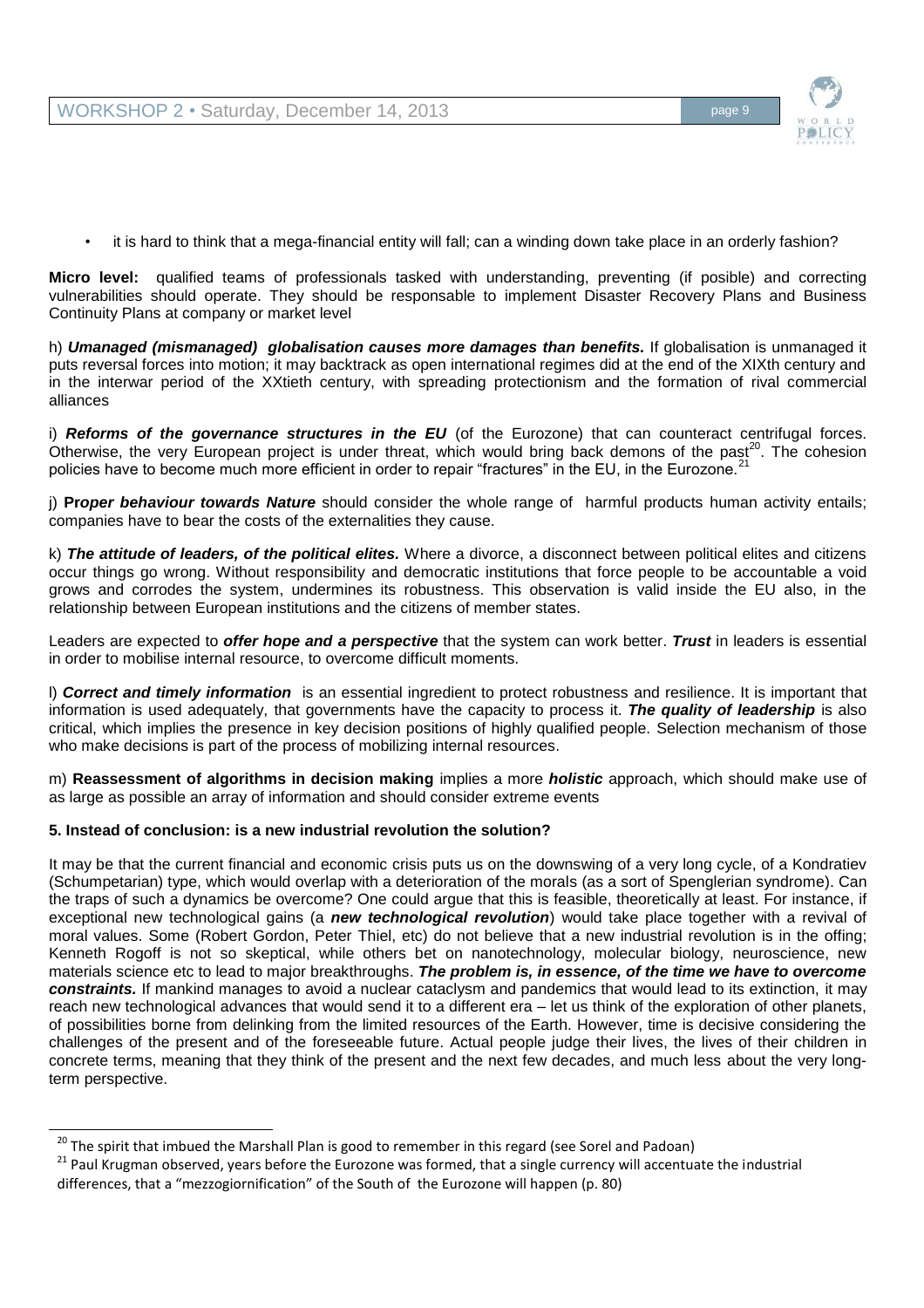- it is hard to think that a mega-financial entity will fall; can a winding down take place in an orderly fashion?

**Micro level:** qualified teams of professionals tasked with understanding, preventing (if posible) and correcting vulnerabilities should operate. They should be responsable to implement Disaster Recovery Plans and Business Continuity Plans at company or market level

h) ***Umanaged (mismanaged) globalisation causes more damages than benefits.*** If globalisation is unmanaged it puts reversal forces into motion; it may backtrack as open international regimes did at the end of the XIXth century and in the interwar period of the XXtieth century, with spreading protectionism and the formation of rival commercial alliances

i) ***Reforms of the governance structures in the EU*** (of the Eurozone) that can counteract centrifugal forces. Otherwise, the very European project is under threat, which would bring back demons of the past[20]. The cohesion policies have to become much more efficient in order to repair "fractures" in the EU, in the Eurozone.[21]

j) **P*roper behaviour towards Nature*** should consider the whole range of harmful products human activity entails; companies have to bear the costs of the externalities they cause.

k) ***The attitude of leaders, of the political elites.*** Where a divorce, a disconnect between political elites and citizens occur things go wrong. Without responsibility and democratic institutions that force people to be accountable a void grows and corrodes the system, undermines its robustness. This observation is valid inside the EU also, in the relationship between European institutions and the citizens of member states.

Leaders are expected to ***offer hope and a perspective*** that the system can work better. ***Trust*** in leaders is essential in order to mobilise internal resource, to overcome difficult moments.

l) ***Correct and timely information*** is an essential ingredient to protect robustness and resilience. It is important that information is used adequately, that governments have the capacity to process it. ***The quality of leadership*** is also critical, which implies the presence in key decision positions of highly qualified people. Selection mechanism of those who make decisions is part of the process of mobilizing internal resources.

m) **Reassessment of algorithms in decision making** implies a more ***holistic*** approach, which should make use of as large as possible an array of information and should consider extreme events

**5. Instead of conclusion: is a new industrial revolution the solution?**

It may be that the current financial and economic crisis puts us on the downswing of a very long cycle, of a Kondratiev (Schumpetarian) type, which would overlap with a deterioration of the morals (as a sort of Spenglerian syndrome). Can the traps of such a dynamics be overcome? One could argue that this is feasible, theoretically at least. For instance, if exceptional new technological gains (a ***new technological revolution***) would take place together with a revival of moral values. Some (Robert Gordon, Peter Thiel, etc) do not believe that a new industrial revolution is in the offing; Kenneth Rogoff is not so skeptical, while others bet on nanotechnology, molecular biology, neuroscience, new materials science etc to lead to major breakthroughs. ***The problem is, in essence, of the time we have to overcome constraints.*** If mankind manages to avoid a nuclear cataclysm and pandemics that would lead to its extinction, it may reach new technological advances that would send it to a different era – let us think of the exploration of other planets, of possibilities borne from delinking from the limited resources of the Earth. However, time is decisive considering the challenges of the present and of the foreseeable future. Actual people judge their lives, the lives of their children in concrete terms, meaning that they think of the present and the next few decades, and much less about the very long-term perspective.

[20] The spirit that imbued the Marshall Plan is good to remember in this regard (see Sorel and Padoan)

[21] Paul Krugman observed, years before the Eurozone was formed, that a single currency will accentuate the industrial differences, that a "mezzogiornification" of the South of the Eurozone will happen (p. 80)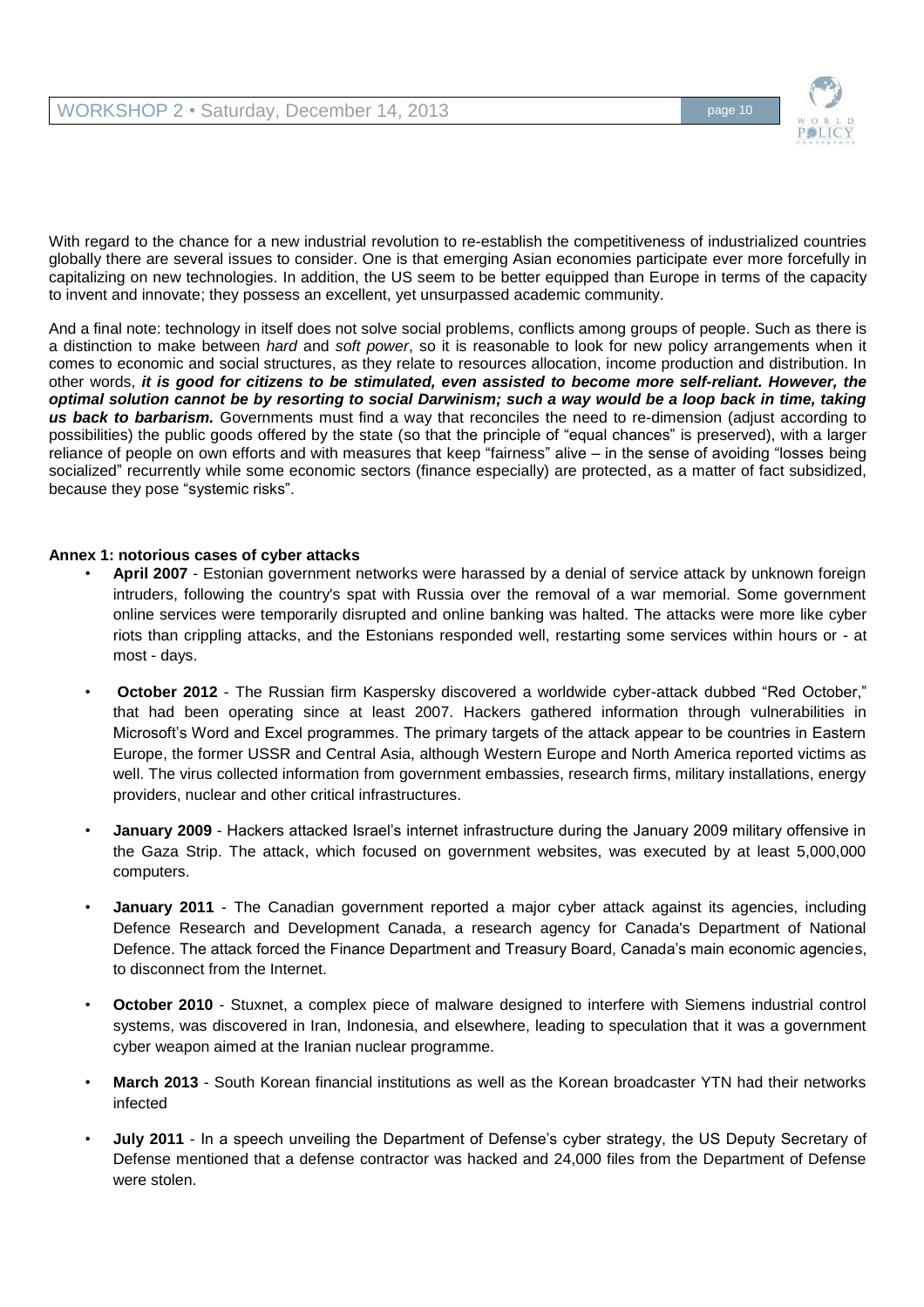With regard to the chance for a new industrial revolution to re-establish the competitiveness of industrialized countries globally there are several issues to consider. One is that emerging Asian economies participate ever more forcefully in capitalizing on new technologies. In addition, the US seem to be better equipped than Europe in terms of the capacity to invent and innovate; they possess an excellent, yet unsurpassed academic community.

And a final note: technology in itself does not solve social problems, conflicts among groups of people. Such as there is a distinction to make between *hard* and *soft power*, so it is reasonable to look for new policy arrangements when it comes to economic and social structures, as they relate to resources allocation, income production and distribution. In other words, ***it is good for citizens to be stimulated, even assisted to become more self-reliant. However, the optimal solution cannot be by resorting to social Darwinism; such a way would be a loop back in time, taking us back to barbarism.*** Governments must find a way that reconciles the need to re-dimension (adjust according to possibilities) the public goods offered by the state (so that the principle of "equal chances" is preserved), with a larger reliance of people on own efforts and with measures that keep "fairness" alive – in the sense of avoiding "losses being socialized" recurrently while some economic sectors (finance especially) are protected, as a matter of fact subsidized, because they pose "systemic risks".

**Annex 1: notorious cases of cyber attacks**

- **April 2007** - Estonian government networks were harassed by a denial of service attack by unknown foreign intruders, following the country's spat with Russia over the removal of a war memorial. Some government online services were temporarily disrupted and online banking was halted. The attacks were more like cyber riots than crippling attacks, and the Estonians responded well, restarting some services within hours or - at most - days.

- **October 2012** - The Russian firm Kaspersky discovered a worldwide cyber-attack dubbed "Red October," that had been operating since at least 2007. Hackers gathered information through vulnerabilities in Microsoft's Word and Excel programmes. The primary targets of the attack appear to be countries in Eastern Europe, the former USSR and Central Asia, although Western Europe and North America reported victims as well. The virus collected information from government embassies, research firms, military installations, energy providers, nuclear and other critical infrastructures.

- **January 2009** - Hackers attacked Israel's internet infrastructure during the January 2009 military offensive in the Gaza Strip. The attack, which focused on government websites, was executed by at least 5,000,000 computers.

- **January 2011** - The Canadian government reported a major cyber attack against its agencies, including Defence Research and Development Canada, a research agency for Canada's Department of National Defence. The attack forced the Finance Department and Treasury Board, Canada's main economic agencies, to disconnect from the Internet.

- **October 2010** - Stuxnet, a complex piece of malware designed to interfere with Siemens industrial control systems, was discovered in Iran, Indonesia, and elsewhere, leading to speculation that it was a government cyber weapon aimed at the Iranian nuclear programme.

- **March 2013** - South Korean financial institutions as well as the Korean broadcaster YTN had their networks infected

- **July 2011** - In a speech unveiling the Department of Defense's cyber strategy, the US Deputy Secretary of Defense mentioned that a defense contractor was hacked and 24,000 files from the Department of Defense were stolen.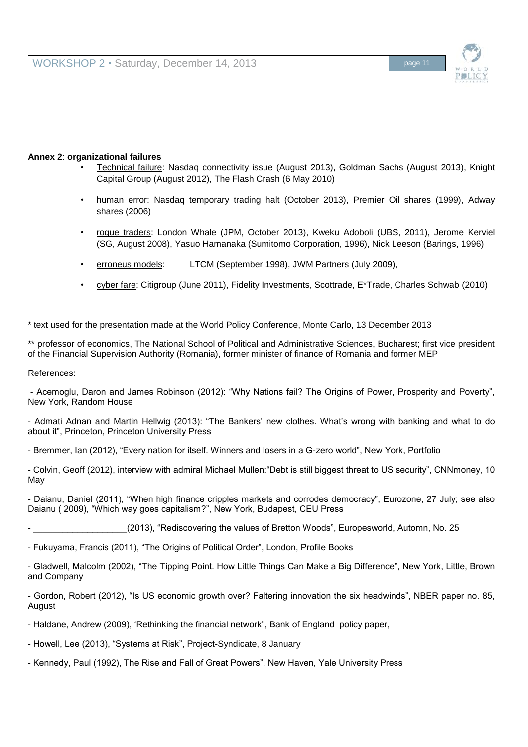**Annex 2**: **organizational failures**

- Technical failure: Nasdaq connectivity issue (August 2013), Goldman Sachs (August 2013), Knight Capital Group (August 2012), The Flash Crash (6 May 2010)
- human error: Nasdaq temporary trading halt (October 2013), Premier Oil shares (1999), Adway shares (2006)
- rogue traders: London Whale (JPM, October 2013), Kweku Adoboli (UBS, 2011), Jerome Kerviel (SG, August 2008), Yasuo Hamanaka (Sumitomo Corporation, 1996), Nick Leeson (Barings, 1996)
- erroneus models: LTCM (September 1998), JWM Partners (July 2009),
- cyber fare: Citigroup (June 2011), Fidelity Investments, Scottrade, E*Trade, Charles Schwab (2010)

* text used for the presentation made at the World Policy Conference, Monte Carlo, 13 December 2013

** professor of economics, The National School of Political and Administrative Sciences, Bucharest; first vice president of the Financial Supervision Authority (Romania), former minister of finance of Romania and former MEP

References:

- Acemoglu, Daron and James Robinson (2012): "Why Nations fail? The Origins of Power, Prosperity and Poverty", New York, Random House

- Admati Adnan and Martin Hellwig (2013): "The Bankers' new clothes. What's wrong with banking and what to do about it", Princeton, Princeton University Press

- Bremmer, Ian (2012), "Every nation for itself. Winners and losers in a G-zero world", New York, Portfolio

- Colvin, Geoff (2012), interview with admiral Michael Mullen:"Debt is still biggest threat to US security", CNNmoney, 10 May

- Daianu, Daniel (2011), "When high finance cripples markets and corrodes democracy", Eurozone, 27 July; see also Daianu ( 2009), "Which way goes capitalism?", New York, Budapest, CEU Press

- ___________________(2013), "Rediscovering the values of Bretton Woods", Europesworld, Automn, No. 25

- Fukuyama, Francis (2011), "The Origins of Political Order", London, Profile Books

- Gladwell, Malcolm (2002), "The Tipping Point. How Little Things Can Make a Big Difference", New York, Little, Brown and Company

- Gordon, Robert (2012), "Is US economic growth over? Faltering innovation the six headwinds", NBER paper no. 85, August

- Haldane, Andrew (2009), 'Rethinking the financial network", Bank of England policy paper,

- Howell, Lee (2013), "Systems at Risk", Project-Syndicate, 8 January

- Kennedy, Paul (1992), The Rise and Fall of Great Powers", New Haven, Yale University Press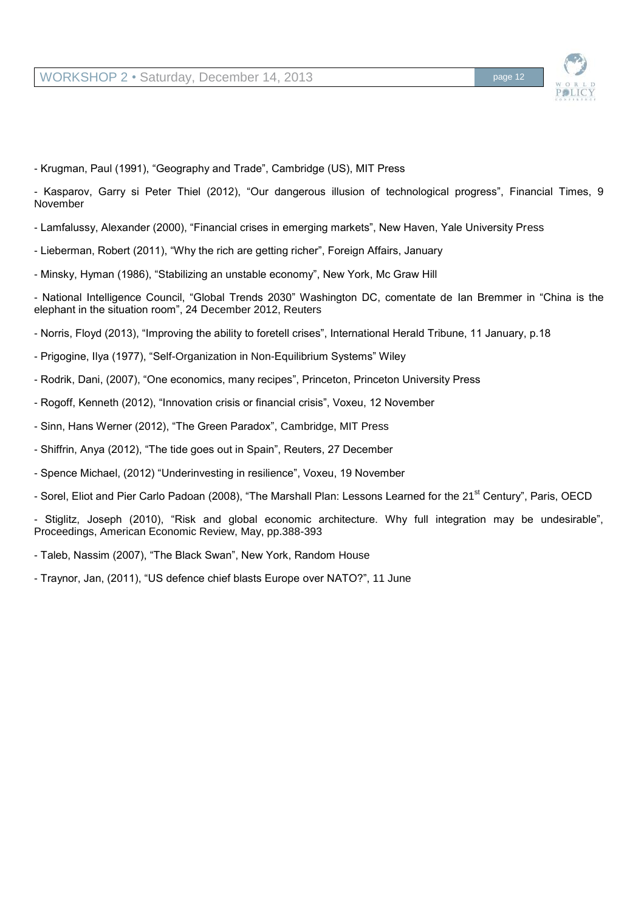- Krugman, Paul (1991), “Geography and Trade”, Cambridge (US), MIT Press

- Kasparov, Garry si Peter Thiel (2012), “Our dangerous illusion of technological progress”, Financial Times, 9 November

- Lamfalussy, Alexander (2000), “Financial crises in emerging markets”, New Haven, Yale University Press

- Lieberman, Robert (2011), “Why the rich are getting richer”, Foreign Affairs, January

- Minsky, Hyman (1986), “Stabilizing an unstable economy”, New York, Mc Graw Hill

- National Intelligence Council, “Global Trends 2030” Washington DC, comentate de Ian Bremmer in “China is the elephant in the situation room”, 24 December 2012, Reuters

- Norris, Floyd (2013), “Improving the ability to foretell crises”, International Herald Tribune, 11 January, p.18

- Prigogine, Ilya (1977), “Self-Organization in Non-Equilibrium Systems” Wiley

- Rodrik, Dani, (2007), “One economics, many recipes”, Princeton, Princeton University Press

- Rogoff, Kenneth (2012), “Innovation crisis or financial crisis”, Voxeu, 12 November

- Sinn, Hans Werner (2012), “The Green Paradox”, Cambridge, MIT Press

- Shiffrin, Anya (2012), “The tide goes out in Spain”, Reuters, 27 December

- Spence Michael, (2012) “Underinvesting in resilience”, Voxeu, 19 November

- Sorel, Eliot and Pier Carlo Padoan (2008), “The Marshall Plan: Lessons Learned for the 21st Century”, Paris, OECD

- Stiglitz, Joseph (2010), “Risk and global economic architecture. Why full integration may be undesirable”, Proceedings, American Economic Review, May, pp.388-393

- Taleb, Nassim (2007), “The Black Swan”, New York, Random House

- Traynor, Jan, (2011), “US defence chief blasts Europe over NATO?”, 11 June